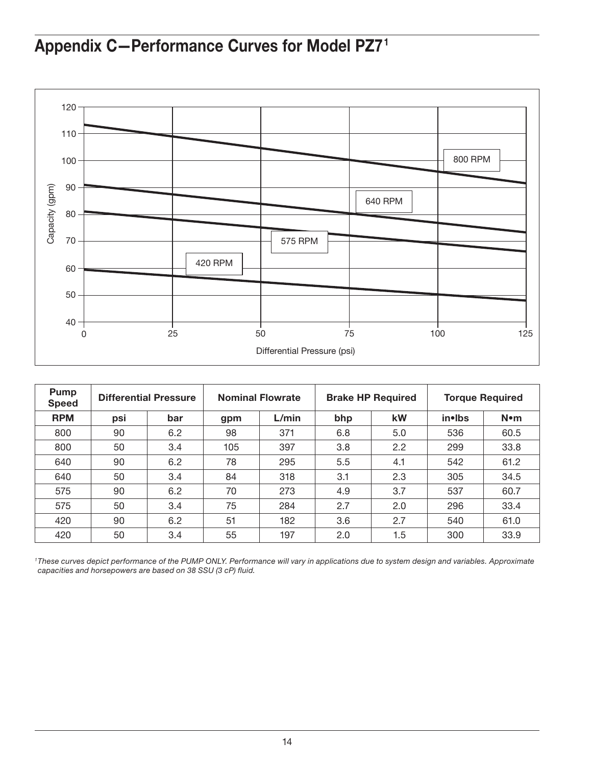# Appendix C—Performance Curves for Model PZ7[1]

| Pump Speed | Differential Pressure | | Nominal Flowrate | | Brake HP Required | | Torque Required | |
|---|---|---|---|---|---|---|---|---|
| RPM | psi | bar | gpm | L/min | bhp | kW | in•lbs | N•m |
| 800 | 90 | 6.2 | 98 | 371 | 6.8 | 5.0 | 536 | 60.5 |
| 800 | 50 | 3.4 | 105 | 397 | 3.8 | 2.2 | 299 | 33.8 |
| 640 | 90 | 6.2 | 78 | 295 | 5.5 | 4.1 | 542 | 61.2 |
| 640 | 50 | 3.4 | 84 | 318 | 3.1 | 2.3 | 305 | 34.5 |
| 575 | 90 | 6.2 | 70 | 273 | 4.9 | 3.7 | 537 | 60.7 |
| 575 | 50 | 3.4 | 75 | 284 | 2.7 | 2.0 | 296 | 33.4 |
| 420 | 90 | 6.2 | 51 | 182 | 3.6 | 2.7 | 540 | 61.0 |
| 420 | 50 | 3.4 | 55 | 197 | 2.0 | 1.5 | 300 | 33.9 |

*[1]These curves depict performance of the PUMP ONLY. Performance will vary in applications due to system design and variables. Approximate capacities and horsepowers are based on 38 SSU (3 cP) fluid.*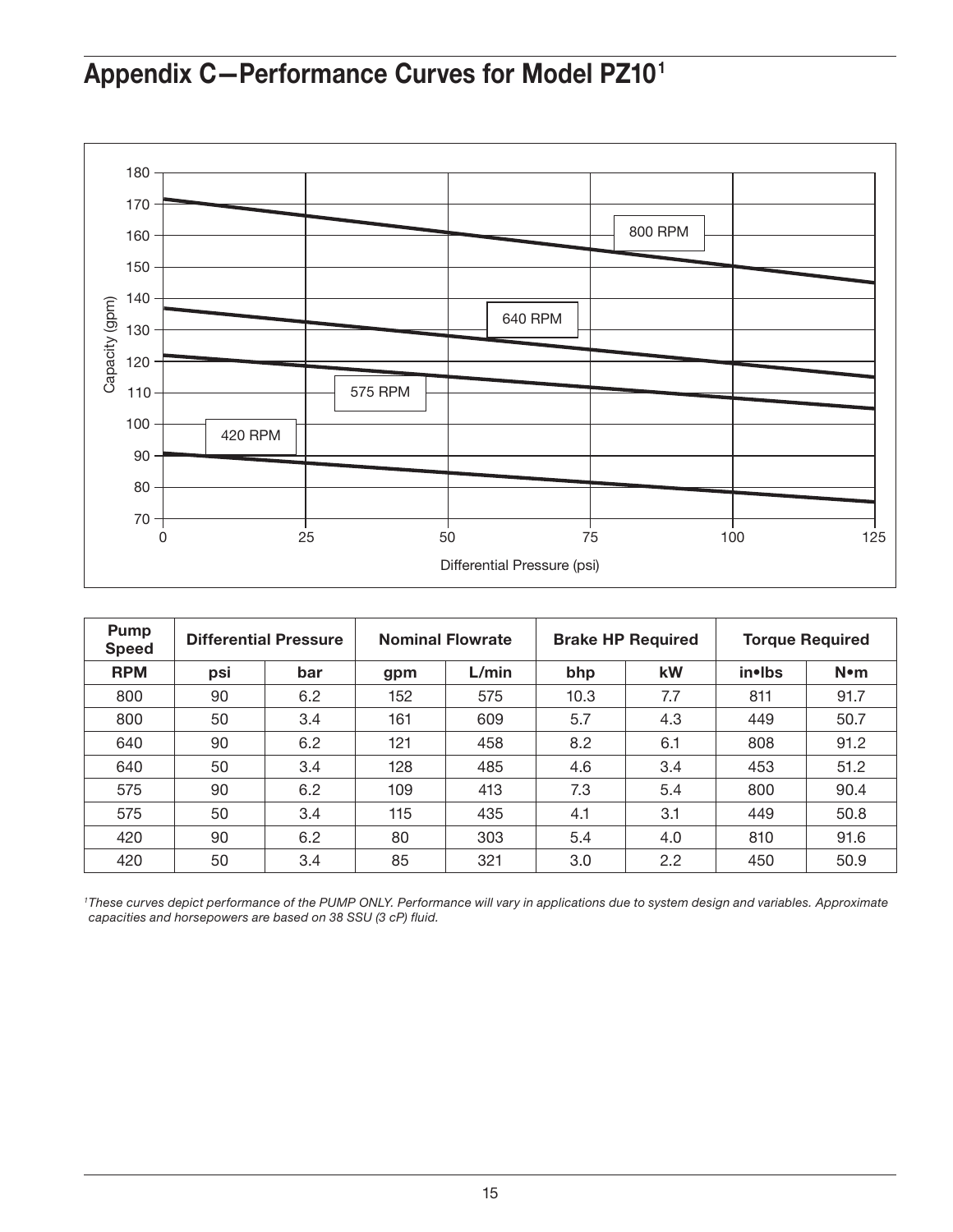# Appendix C—Performance Curves for Model PZ10[1]

180
170
160
150
140
130
120
110
100
90
80
70

Capacity (gpm)

800 RPM
640 RPM
575 RPM
420 RPM

0
25
50
75
100
125

Differential Pressure (psi)

| Pump Speed | Differential Pressure | | Nominal Flowrate | | Brake HP Required | | Torque Required | |
|---|---|---|---|---|---|---|---|---|
| **RPM** | **psi** | **bar** | **gpm** | **L/min** | **bhp** | **kW** | **in•lbs** | **N•m** |
| 800 | 90 | 6.2 | 152 | 575 | 10.3 | 7.7 | 811 | 91.7 |
| 800 | 50 | 3.4 | 161 | 609 | 5.7 | 4.3 | 449 | 50.7 |
| 640 | 90 | 6.2 | 121 | 458 | 8.2 | 6.1 | 808 | 91.2 |
| 640 | 50 | 3.4 | 128 | 485 | 4.6 | 3.4 | 453 | 51.2 |
| 575 | 90 | 6.2 | 109 | 413 | 7.3 | 5.4 | 800 | 90.4 |
| 575 | 50 | 3.4 | 115 | 435 | 4.1 | 3.1 | 449 | 50.8 |
| 420 | 90 | 6.2 | 80 | 303 | 5.4 | 4.0 | 810 | 91.6 |
| 420 | 50 | 3.4 | 85 | 321 | 3.0 | 2.2 | 450 | 50.9 |

*[1]These curves depict performance of the PUMP ONLY. Performance will vary in applications due to system design and variables. Approximate capacities and horsepowers are based on 38 SSU (3 cP) fluid.*